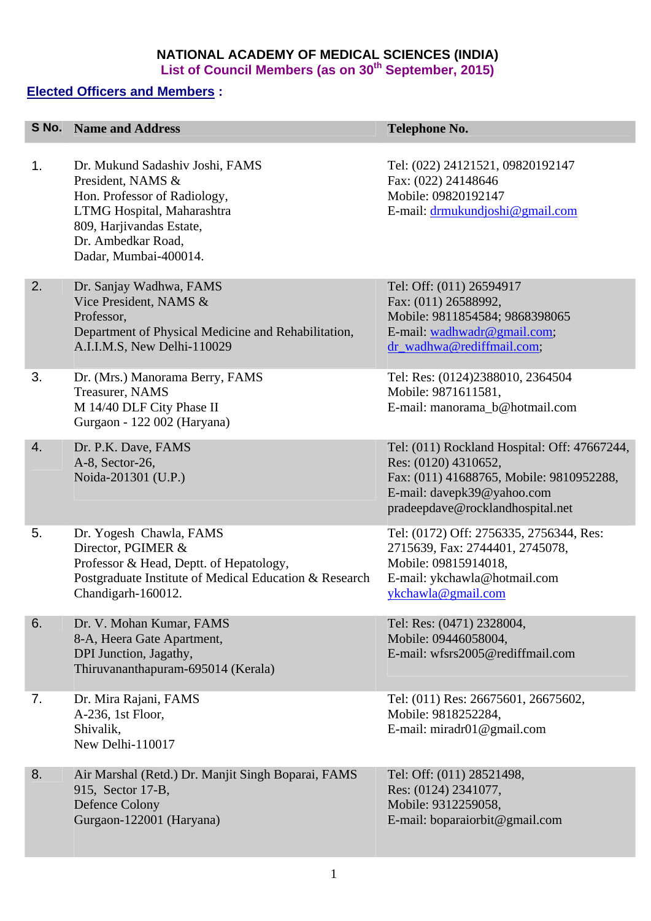# NATIONAL ACADEMY OF MEDICAL SCIENCES (INDIA)

## List of Council Members (as on 30th September, 2015)

**Elected Officers and Members :**

| S No. | Name and Address | Telephone No. |
|---|---|---|
| 1. | Dr. Mukund Sadashiv Joshi, FAMS<br>President, NAMS &<br>Hon. Professor of Radiology,<br>LTMG Hospital, Maharashtra<br>809, Harjivandas Estate,<br>Dr. Ambedkar Road,<br>Dadar, Mumbai-400014. | Tel: (022) 24121521, 09820192147<br>Fax: (022) 24148646<br>Mobile: 09820192147<br>E-mail: drmukundjoshi@gmail.com |
| 2. | Dr. Sanjay Wadhwa, FAMS<br>Vice President, NAMS &<br>Professor,<br>Department of Physical Medicine and Rehabilitation,<br>A.I.I.M.S, New Delhi-110029 | Tel: Off: (011) 26594917<br>Fax: (011) 26588992,<br>Mobile: 9811854584; 9868398065<br>E-mail: wadhwadr@gmail.com;<br>dr_wadhwa@rediffmail.com; |
| 3. | Dr. (Mrs.) Manorama Berry, FAMS<br>Treasurer, NAMS<br>M 14/40 DLF City Phase II<br>Gurgaon - 122 002 (Haryana) | Tel: Res: (0124)2388010, 2364504<br>Mobile: 9871611581,<br>E-mail: manorama_b@hotmail.com |
| 4. | Dr. P.K. Dave, FAMS<br>A-8, Sector-26,<br>Noida-201301 (U.P.) | Tel: (011) Rockland Hospital: Off: 47667244,<br>Res: (0120) 4310652,<br>Fax: (011) 41688765, Mobile: 9810952288,<br>E-mail: davepk39@yahoo.com<br>pradeepdave@rocklandhospital.net |
| 5. | Dr. Yogesh Chawla, FAMS<br>Director, PGIMER &<br>Professor & Head, Deptt. of Hepatology,<br>Postgraduate Institute of Medical Education & Research<br>Chandigarh-160012. | Tel: (0172) Off: 2756335, 2756344, Res: 2715639, Fax: 2744401, 2745078,<br>Mobile: 09815914018,<br>E-mail: ykchawla@hotmail.com<br>ykchawla@gmail.com |
| 6. | Dr. V. Mohan Kumar, FAMS<br>8-A, Heera Gate Apartment,<br>DPI Junction, Jagathy,<br>Thiruvananthapuram-695014 (Kerala) | Tel: Res: (0471) 2328004,<br>Mobile: 09446058004,<br>E-mail: wfsrs2005@rediffmail.com |
| 7. | Dr. Mira Rajani, FAMS<br>A-236, 1st Floor,<br>Shivalik,<br>New Delhi-110017 | Tel: (011) Res: 26675601, 26675602,<br>Mobile: 9818252284,<br>E-mail: miradr01@gmail.com |
| 8. | Air Marshal (Retd.) Dr. Manjit Singh Boparai, FAMS<br>915, Sector 17-B,<br>Defence Colony<br>Gurgaon-122001 (Haryana) | Tel: Off: (011) 28521498,<br>Res: (0124) 2341077,<br>Mobile: 9312259058,<br>E-mail: boparaiorbit@gmail.com |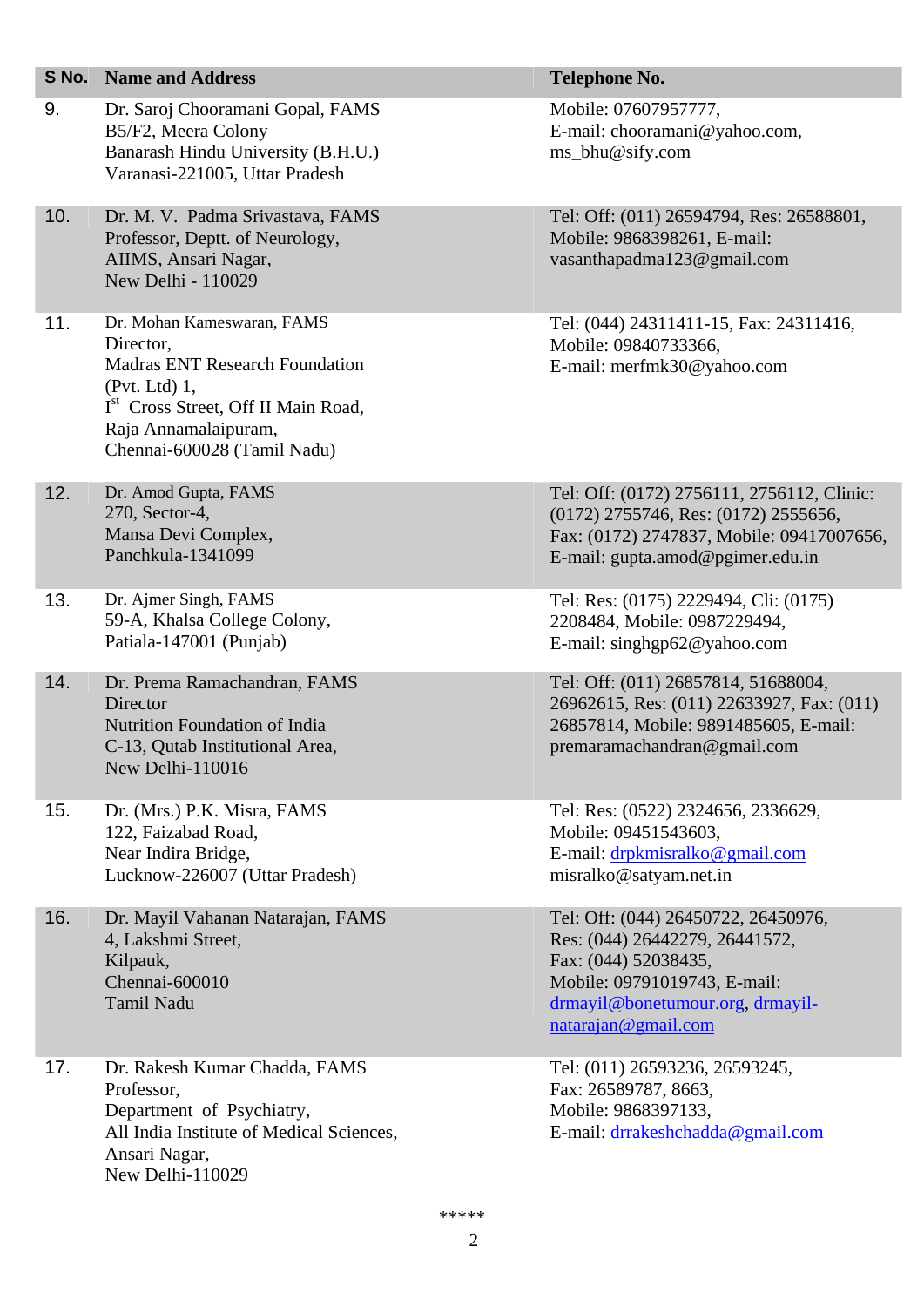| S No. | Name and Address | Telephone No. |
|---|---|---|
| 9. | Dr. Saroj Chooramani Gopal, FAMS<br>B5/F2, Meera Colony<br>Banarash Hindu University (B.H.U.)<br>Varanasi-221005, Uttar Pradesh | Mobile: 07607957777,<br>E-mail: chooramani@yahoo.com,<br>ms_bhu@sify.com |
| 10. | Dr. M. V. Padma Srivastava, FAMS<br>Professor, Deptt. of Neurology,<br>AIIMS, Ansari Nagar,<br>New Delhi - 110029 | Tel: Off: (011) 26594794, Res: 26588801,<br>Mobile: 9868398261, E-mail:<br>vasanthapadma123@gmail.com |
| 11. | Dr. Mohan Kameswaran, FAMS<br>Director,<br>Madras ENT Research Foundation<br>(Pvt. Ltd) 1,<br>I[st] Cross Street, Off II Main Road,<br>Raja Annamalaipuram,<br>Chennai-600028 (Tamil Nadu) | Tel: (044) 24311411-15, Fax: 24311416,<br>Mobile: 09840733366,<br>E-mail: merfmk30@yahoo.com |
| 12. | Dr. Amod Gupta, FAMS<br>270, Sector-4,<br>Mansa Devi Complex,<br>Panchkula-1341099 | Tel: Off: (0172) 2756111, 2756112, Clinic:<br>(0172) 2755746, Res: (0172) 2555656,<br>Fax: (0172) 2747837, Mobile: 09417007656,<br>E-mail: gupta.amod@pgimer.edu.in |
| 13. | Dr. Ajmer Singh, FAMS<br>59-A, Khalsa College Colony,<br>Patiala-147001 (Punjab) | Tel: Res: (0175) 2229494, Cli: (0175)<br>2208484, Mobile: 0987229494,<br>E-mail: singhgp62@yahoo.com |
| 14. | Dr. Prema Ramachandran, FAMS<br>Director<br>Nutrition Foundation of India<br>C-13, Qutab Institutional Area,<br>New Delhi-110016 | Tel: Off: (011) 26857814, 51688004,<br>26962615, Res: (011) 22633927, Fax: (011)<br>26857814, Mobile: 9891485605, E-mail:<br>premaramachandran@gmail.com |
| 15. | Dr. (Mrs.) P.K. Misra, FAMS<br>122, Faizabad Road,<br>Near Indira Bridge,<br>Lucknow-226007 (Uttar Pradesh) | Tel: Res: (0522) 2324656, 2336629,<br>Mobile: 09451543603,<br>E-mail: drpkmisralko@gmail.com<br>misralko@satyam.net.in |
| 16. | Dr. Mayil Vahanan Natarajan, FAMS<br>4, Lakshmi Street,<br>Kilpauk,<br>Chennai-600010<br>Tamil Nadu | Tel: Off: (044) 26450722, 26450976,<br>Res: (044) 26442279, 26441572,<br>Fax: (044) 52038435,<br>Mobile: 09791019743, E-mail:<br>drmayil@bonetumour.org, drmayil-natarajan@gmail.com |
| 17. | Dr. Rakesh Kumar Chadda, FAMS<br>Professor,<br>Department of Psychiatry,<br>All India Institute of Medical Sciences,<br>Ansari Nagar,<br>New Delhi-110029 | Tel: (011) 26593236, 26593245,<br>Fax: 26589787, 8663,<br>Mobile: 9868397133,<br>E-mail: drrakeshchadda@gmail.com |

*****